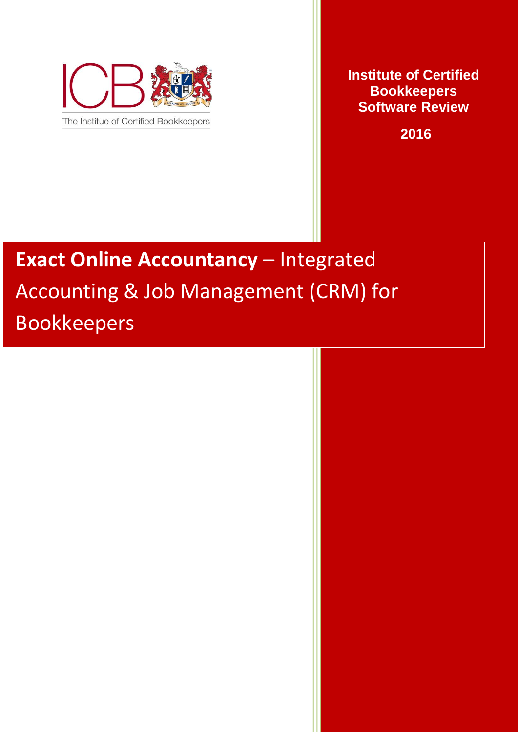ICB

The Institue of Certified Bookkeepers

**Institute of Certified Bookkeepers Software Review**

**2016**

# **Exact Online Accountancy** – Integrated Accounting & Job Management (CRM) for Bookkeepers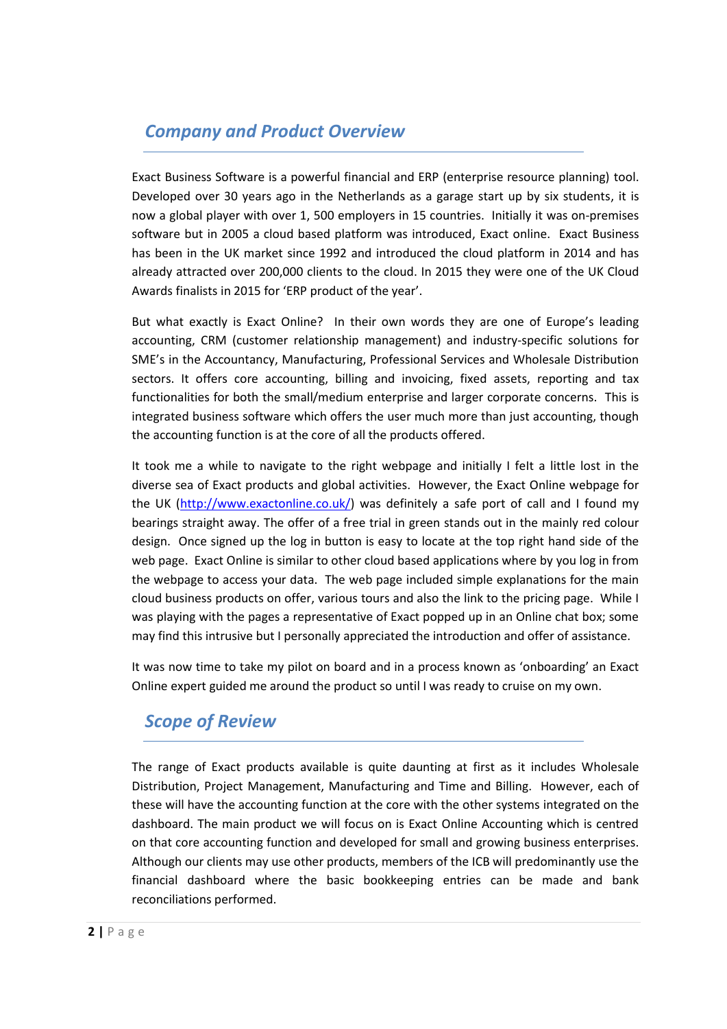## *Company and Product Overview*

Exact Business Software is a powerful financial and ERP (enterprise resource planning) tool. Developed over 30 years ago in the Netherlands as a garage start up by six students, it is now a global player with over 1, 500 employers in 15 countries. Initially it was on-premises software but in 2005 a cloud based platform was introduced, Exact online. Exact Business has been in the UK market since 1992 and introduced the cloud platform in 2014 and has already attracted over 200,000 clients to the cloud. In 2015 they were one of the UK Cloud Awards finalists in 2015 for 'ERP product of the year'.

But what exactly is Exact Online? In their own words they are one of Europe's leading accounting, CRM (customer relationship management) and industry-specific solutions for SME's in the Accountancy, Manufacturing, Professional Services and Wholesale Distribution sectors. It offers core accounting, billing and invoicing, fixed assets, reporting and tax functionalities for both the small/medium enterprise and larger corporate concerns. This is integrated business software which offers the user much more than just accounting, though the accounting function is at the core of all the products offered.

It took me a while to navigate to the right webpage and initially I felt a little lost in the diverse sea of Exact products and global activities. However, the Exact Online webpage for the UK (http://www.exactonline.co.uk/) was definitely a safe port of call and I found my bearings straight away. The offer of a free trial in green stands out in the mainly red colour design. Once signed up the log in button is easy to locate at the top right hand side of the web page. Exact Online is similar to other cloud based applications where by you log in from the webpage to access your data. The web page included simple explanations for the main cloud business products on offer, various tours and also the link to the pricing page. While I was playing with the pages a representative of Exact popped up in an Online chat box; some may find this intrusive but I personally appreciated the introduction and offer of assistance.

It was now time to take my pilot on board and in a process known as 'onboarding' an Exact Online expert guided me around the product so until I was ready to cruise on my own.

## *Scope of Review*

The range of Exact products available is quite daunting at first as it includes Wholesale Distribution, Project Management, Manufacturing and Time and Billing. However, each of these will have the accounting function at the core with the other systems integrated on the dashboard. The main product we will focus on is Exact Online Accounting which is centred on that core accounting function and developed for small and growing business enterprises. Although our clients may use other products, members of the ICB will predominantly use the financial dashboard where the basic bookkeeping entries can be made and bank reconciliations performed.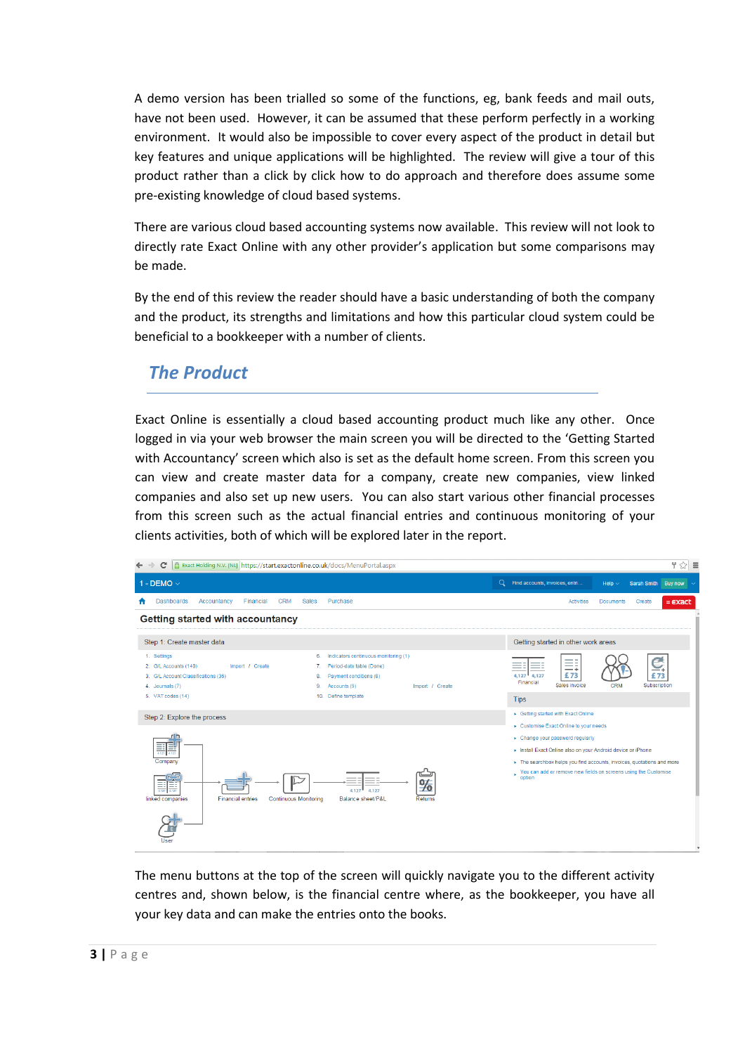A demo version has been trialled so some of the functions, eg, bank feeds and mail outs, have not been used. However, it can be assumed that these perform perfectly in a working environment. It would also be impossible to cover every aspect of the product in detail but key features and unique applications will be highlighted. The review will give a tour of this product rather than a click by click how to do approach and therefore does assume some pre-existing knowledge of cloud based systems.

There are various cloud based accounting systems now available. This review will not look to directly rate Exact Online with any other provider's application but some comparisons may be made.

By the end of this review the reader should have a basic understanding of both the company and the product, its strengths and limitations and how this particular cloud system could be beneficial to a bookkeeper with a number of clients.

## *The Product*

Exact Online is essentially a cloud based accounting product much like any other. Once logged in via your web browser the main screen you will be directed to the 'Getting Started with Accountancy' screen which also is set as the default home screen. From this screen you can view and create master data for a company, create new companies, view linked companies and also set up new users. You can also start various other financial processes from this screen such as the actual financial entries and continuous monitoring of your clients activities, both of which will be explored later in the report.

The menu buttons at the top of the screen will quickly navigate you to the different activity centres and, shown below, is the financial centre where, as the bookkeeper, you have all your key data and can make the entries onto the books.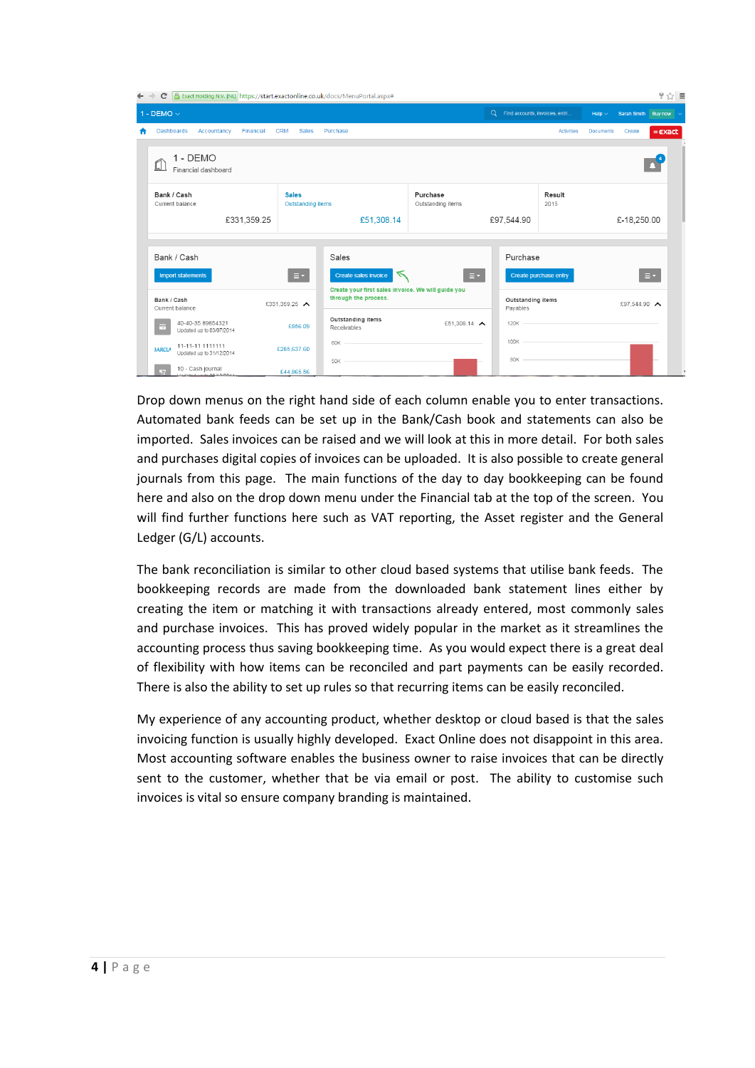Drop down menus on the right hand side of each column enable you to enter transactions. Automated bank feeds can be set up in the Bank/Cash book and statements can also be imported. Sales invoices can be raised and we will look at this in more detail. For both sales and purchases digital copies of invoices can be uploaded. It is also possible to create general journals from this page. The main functions of the day to day bookkeeping can be found here and also on the drop down menu under the Financial tab at the top of the screen. You will find further functions here such as VAT reporting, the Asset register and the General Ledger (G/L) accounts.

The bank reconciliation is similar to other cloud based systems that utilise bank feeds. The bookkeeping records are made from the downloaded bank statement lines either by creating the item or matching it with transactions already entered, most commonly sales and purchase invoices. This has proved widely popular in the market as it streamlines the accounting process thus saving bookkeeping time. As you would expect there is a great deal of flexibility with how items can be reconciled and part payments can be easily recorded. There is also the ability to set up rules so that recurring items can be easily reconciled.

My experience of any accounting product, whether desktop or cloud based is that the sales invoicing function is usually highly developed. Exact Online does not disappoint in this area. Most accounting software enables the business owner to raise invoices that can be directly sent to the customer, whether that be via email or post. The ability to customise such invoices is vital so ensure company branding is maintained.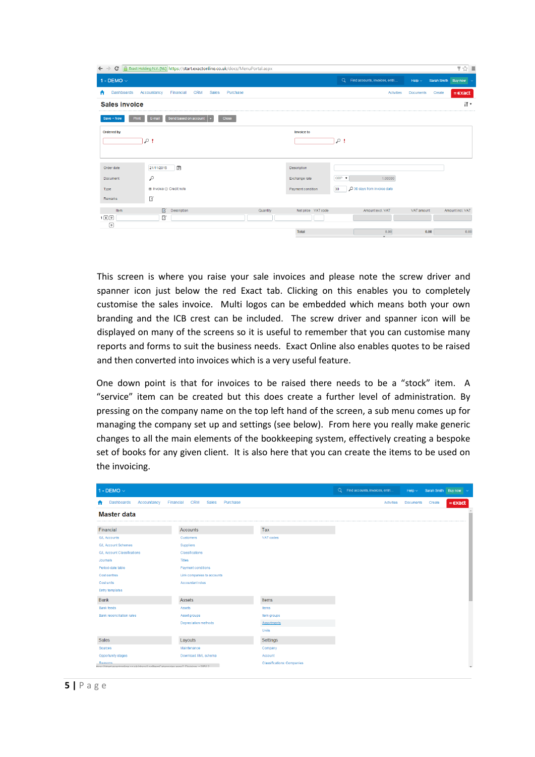This screen is where you raise your sale invoices and please note the screw driver and spanner icon just below the red Exact tab. Clicking on this enables you to completely customise the sales invoice. Multi logos can be embedded which means both your own branding and the ICB crest can be included. The screw driver and spanner icon will be displayed on many of the screens so it is useful to remember that you can customise many reports and forms to suit the business needs. Exact Online also enables quotes to be raised and then converted into invoices which is a very useful feature.

One down point is that for invoices to be raised there needs to be a "stock" item. A "service" item can be created but this does create a further level of administration. By pressing on the company name on the top left hand of the screen, a sub menu comes up for managing the company set up and settings (see below). From here you really make generic changes to all the main elements of the bookkeeping system, effectively creating a bespoke set of books for any given client. It is also here that you can create the items to be used on the invoicing.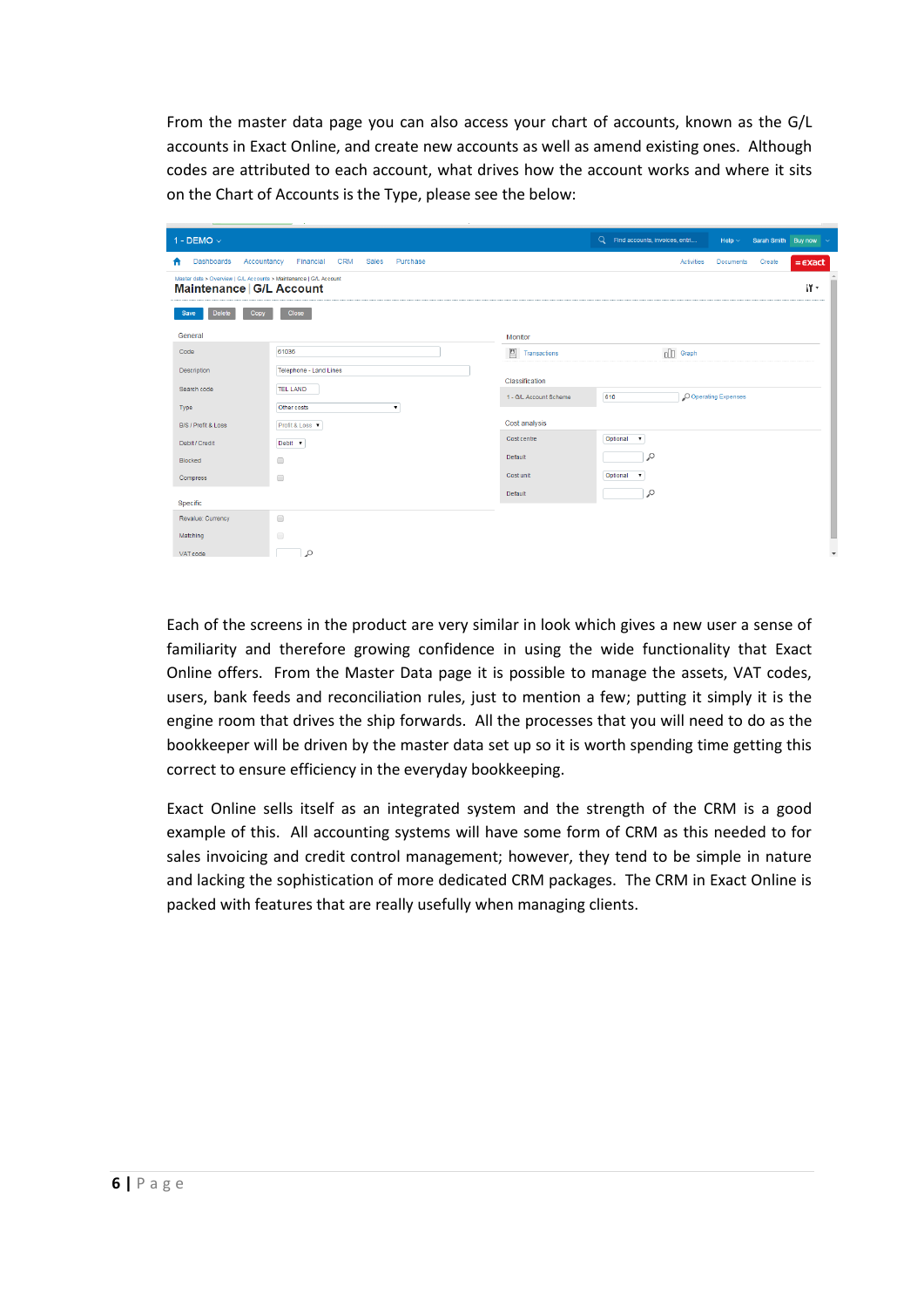From the master data page you can also access your chart of accounts, known as the G/L accounts in Exact Online, and create new accounts as well as amend existing ones. Although codes are attributed to each account, what drives how the account works and where it sits on the Chart of Accounts is the Type, please see the below:

Each of the screens in the product are very similar in look which gives a new user a sense of familiarity and therefore growing confidence in using the wide functionality that Exact Online offers. From the Master Data page it is possible to manage the assets, VAT codes, users, bank feeds and reconciliation rules, just to mention a few; putting it simply it is the engine room that drives the ship forwards. All the processes that you will need to do as the bookkeeper will be driven by the master data set up so it is worth spending time getting this correct to ensure efficiency in the everyday bookkeeping.

Exact Online sells itself as an integrated system and the strength of the CRM is a good example of this. All accounting systems will have some form of CRM as this needed to for sales invoicing and credit control management; however, they tend to be simple in nature and lacking the sophistication of more dedicated CRM packages. The CRM in Exact Online is packed with features that are really usefully when managing clients.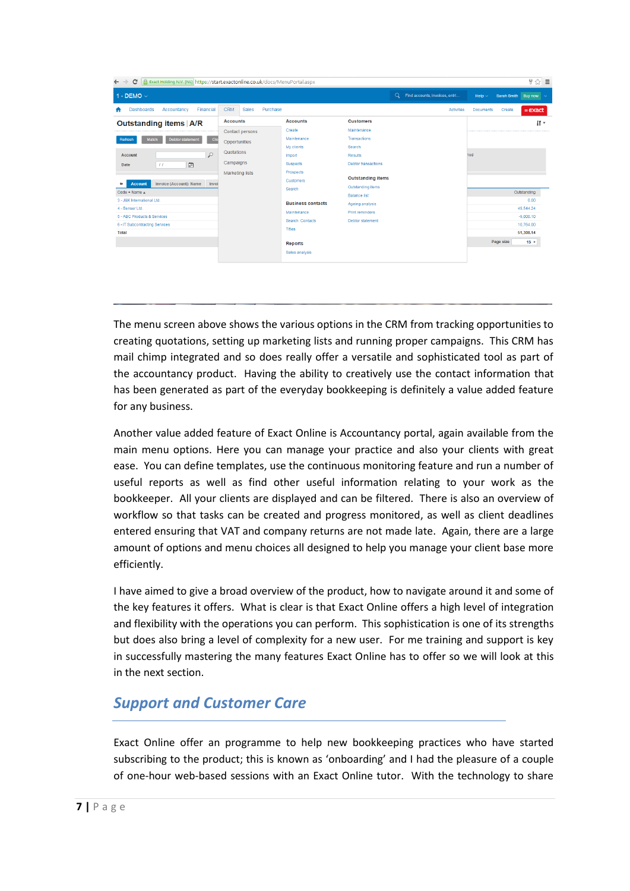The menu screen above shows the various options in the CRM from tracking opportunities to creating quotations, setting up marketing lists and running proper campaigns. This CRM has mail chimp integrated and so does really offer a versatile and sophisticated tool as part of the accountancy product. Having the ability to creatively use the contact information that has been generated as part of the everyday bookkeeping is definitely a value added feature for any business.

Another value added feature of Exact Online is Accountancy portal, again available from the main menu options. Here you can manage your practice and also your clients with great ease. You can define templates, use the continuous monitoring feature and run a number of useful reports as well as find other useful information relating to your work as the bookkeeper. All your clients are displayed and can be filtered. There is also an overview of workflow so that tasks can be created and progress monitored, as well as client deadlines entered ensuring that VAT and company returns are not made late. Again, there are a large amount of options and menu choices all designed to help you manage your client base more efficiently.

I have aimed to give a broad overview of the product, how to navigate around it and some of the key features it offers. What is clear is that Exact Online offers a high level of integration and flexibility with the operations you can perform. This sophistication is one of its strengths but does also bring a level of complexity for a new user. For me training and support is key in successfully mastering the many features Exact Online has to offer so we will look at this in the next section.

## *Support and Customer Care*

Exact Online offer an programme to help new bookkeeping practices who have started subscribing to the product; this is known as 'onboarding' and I had the pleasure of a couple of one-hour web-based sessions with an Exact Online tutor. With the technology to share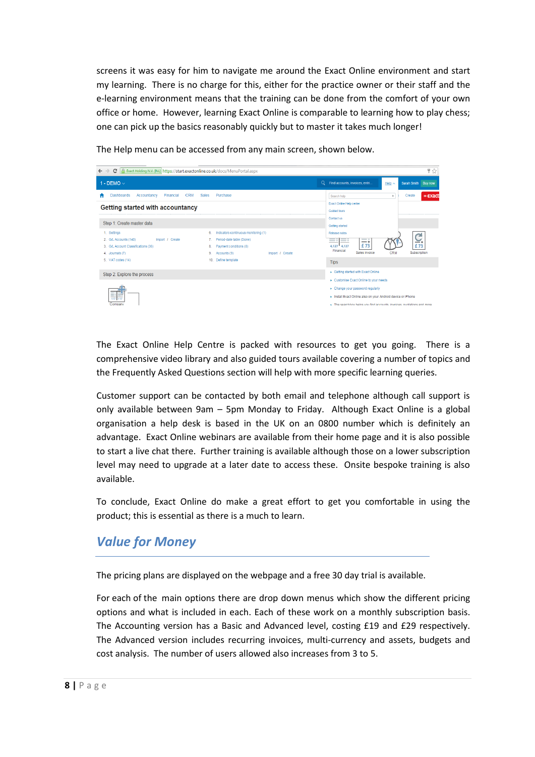screens it was easy for him to navigate me around the Exact Online environment and start my learning. There is no charge for this, either for the practice owner or their staff and the e-learning environment means that the training can be done from the comfort of your own office or home. However, learning Exact Online is comparable to learning how to play chess; one can pick up the basics reasonably quickly but to master it takes much longer!

The Help menu can be accessed from any main screen, shown below.

The Exact Online Help Centre is packed with resources to get you going. There is a comprehensive video library and also guided tours available covering a number of topics and the Frequently Asked Questions section will help with more specific learning queries.

Customer support can be contacted by both email and telephone although call support is only available between 9am – 5pm Monday to Friday. Although Exact Online is a global organisation a help desk is based in the UK on an 0800 number which is definitely an advantage. Exact Online webinars are available from their home page and it is also possible to start a live chat there. Further training is available although those on a lower subscription level may need to upgrade at a later date to access these. Onsite bespoke training is also available.

To conclude, Exact Online do make a great effort to get you comfortable in using the product; this is essential as there is a much to learn.

## *Value for Money*

The pricing plans are displayed on the webpage and a free 30 day trial is available.

For each of the main options there are drop down menus which show the different pricing options and what is included in each. Each of these work on a monthly subscription basis. The Accounting version has a Basic and Advanced level, costing £19 and £29 respectively. The Advanced version includes recurring invoices, multi-currency and assets, budgets and cost analysis. The number of users allowed also increases from 3 to 5.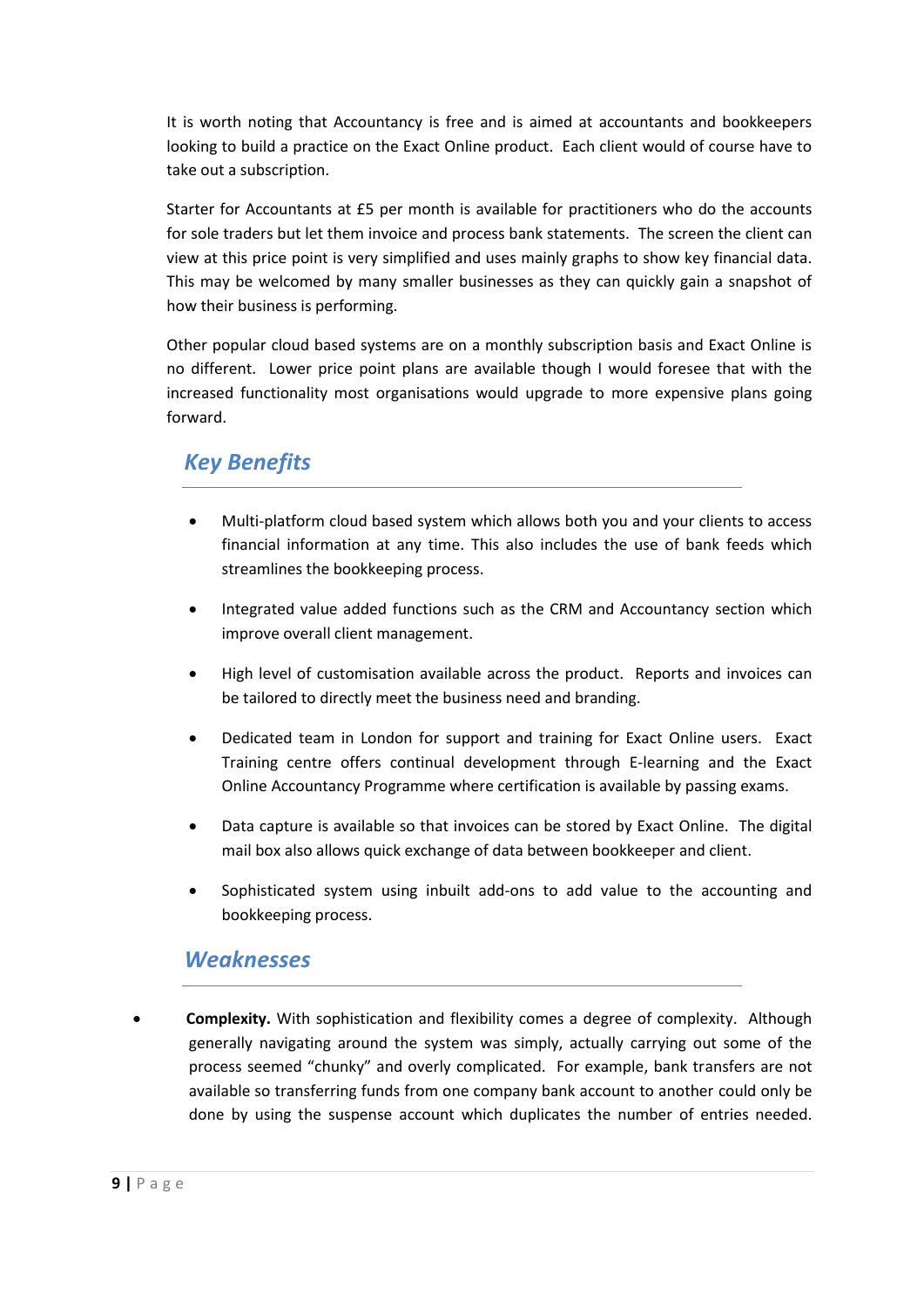It is worth noting that Accountancy is free and is aimed at accountants and bookkeepers looking to build a practice on the Exact Online product. Each client would of course have to take out a subscription.

Starter for Accountants at £5 per month is available for practitioners who do the accounts for sole traders but let them invoice and process bank statements. The screen the client can view at this price point is very simplified and uses mainly graphs to show key financial data. This may be welcomed by many smaller businesses as they can quickly gain a snapshot of how their business is performing.

Other popular cloud based systems are on a monthly subscription basis and Exact Online is no different. Lower price point plans are available though I would foresee that with the increased functionality most organisations would upgrade to more expensive plans going forward.

## *Key Benefits*

- Multi-platform cloud based system which allows both you and your clients to access financial information at any time. This also includes the use of bank feeds which streamlines the bookkeeping process.
- Integrated value added functions such as the CRM and Accountancy section which improve overall client management.
- High level of customisation available across the product. Reports and invoices can be tailored to directly meet the business need and branding.
- Dedicated team in London for support and training for Exact Online users. Exact Training centre offers continual development through E-learning and the Exact Online Accountancy Programme where certification is available by passing exams.
- Data capture is available so that invoices can be stored by Exact Online. The digital mail box also allows quick exchange of data between bookkeeper and client.
- Sophisticated system using inbuilt add-ons to add value to the accounting and bookkeeping process.

## *Weaknesses*

- **Complexity.** With sophistication and flexibility comes a degree of complexity. Although generally navigating around the system was simply, actually carrying out some of the process seemed "chunky" and overly complicated. For example, bank transfers are not available so transferring funds from one company bank account to another could only be done by using the suspense account which duplicates the number of entries needed.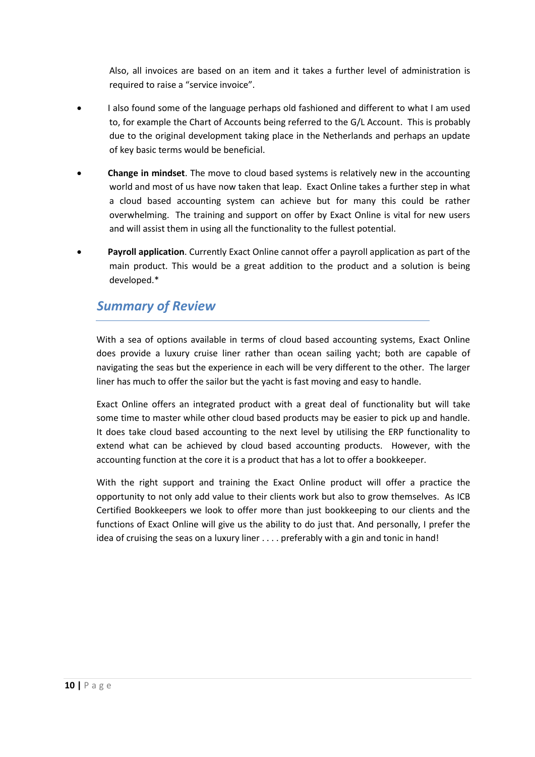Also, all invoices are based on an item and it takes a further level of administration is required to raise a "service invoice".

- I also found some of the language perhaps old fashioned and different to what I am used to, for example the Chart of Accounts being referred to the G/L Account. This is probably due to the original development taking place in the Netherlands and perhaps an update of key basic terms would be beneficial.

- **Change in mindset**. The move to cloud based systems is relatively new in the accounting world and most of us have now taken that leap. Exact Online takes a further step in what a cloud based accounting system can achieve but for many this could be rather overwhelming. The training and support on offer by Exact Online is vital for new users and will assist them in using all the functionality to the fullest potential.

- **Payroll application**. Currently Exact Online cannot offer a payroll application as part of the main product. This would be a great addition to the product and a solution is being developed.*

## *Summary of Review*

With a sea of options available in terms of cloud based accounting systems, Exact Online does provide a luxury cruise liner rather than ocean sailing yacht; both are capable of navigating the seas but the experience in each will be very different to the other. The larger liner has much to offer the sailor but the yacht is fast moving and easy to handle.

Exact Online offers an integrated product with a great deal of functionality but will take some time to master while other cloud based products may be easier to pick up and handle. It does take cloud based accounting to the next level by utilising the ERP functionality to extend what can be achieved by cloud based accounting products. However, with the accounting function at the core it is a product that has a lot to offer a bookkeeper.

With the right support and training the Exact Online product will offer a practice the opportunity to not only add value to their clients work but also to grow themselves. As ICB Certified Bookkeepers we look to offer more than just bookkeeping to our clients and the functions of Exact Online will give us the ability to do just that. And personally, I prefer the idea of cruising the seas on a luxury liner . . . . preferably with a gin and tonic in hand!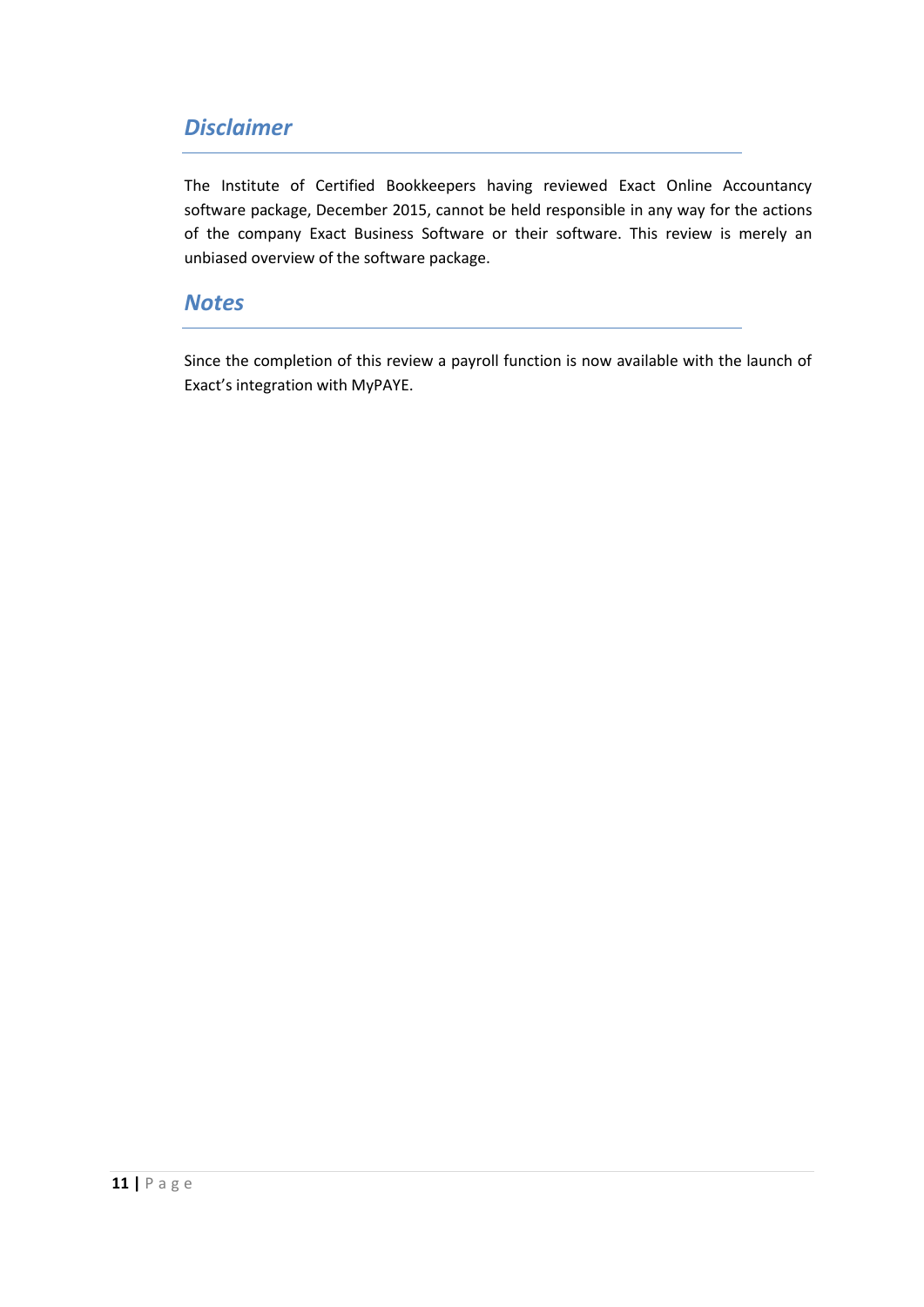## *Disclaimer*

The Institute of Certified Bookkeepers having reviewed Exact Online Accountancy software package, December 2015, cannot be held responsible in any way for the actions of the company Exact Business Software or their software. This review is merely an unbiased overview of the software package.

## *Notes*

Since the completion of this review a payroll function is now available with the launch of Exact's integration with MyPAYE.